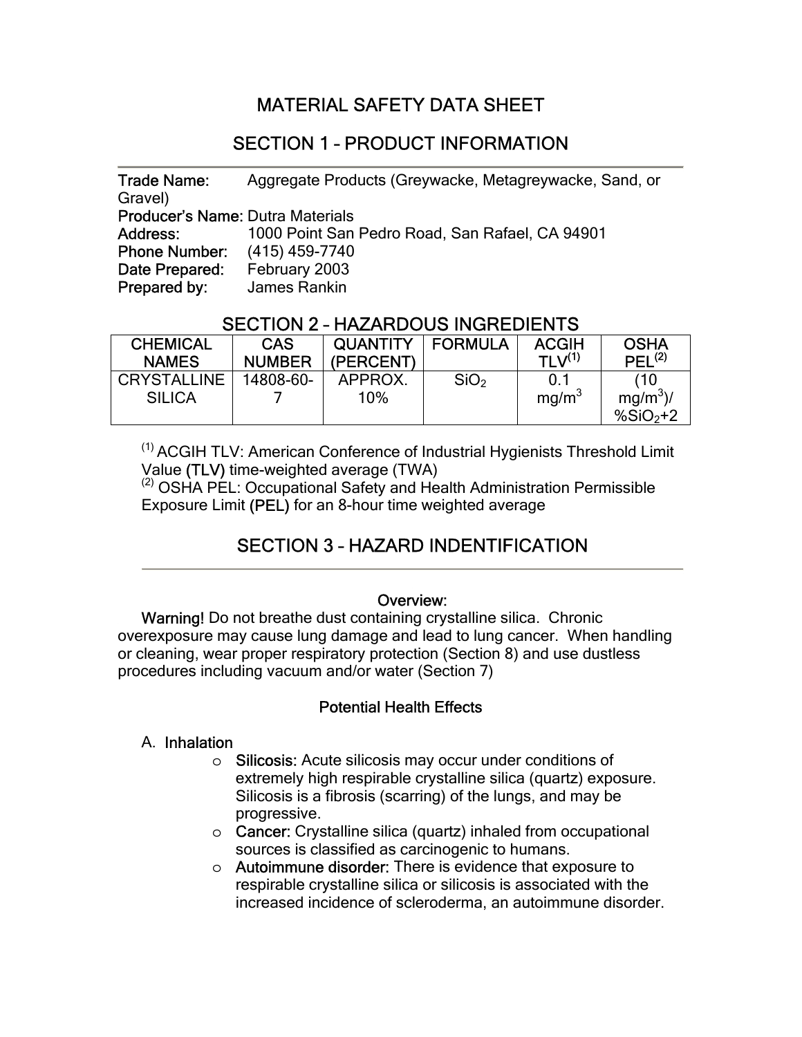# MATERIAL SAFETY DATA SHEET

## SECTION 1 – PRODUCT INFORMATION

**Trade Name:** Aggregate Products (Greywacke, Metagreywacke, Sand, or Gravel)
**Producer's Name:** Dutra Materials
**Address:** 1000 Point San Pedro Road, San Rafael, CA 94901
**Phone Number:** (415) 459-7740
**Date Prepared:** February 2003
**Prepared by:** James Rankin

## SECTION 2 – HAZARDOUS INGREDIENTS

| CHEMICAL NAMES | CAS NUMBER | QUANTITY (PERCENT) | FORMULA | ACGIH TLV[1] | OSHA PEL[2] |
|---|---|---|---|---|---|
| CRYSTALLINE SILICA | 14808-60-7 | APPROX. 10% | $SiO_2$ | 0.1 $mg/m^3$ | (10 $mg/m^3$)/ $\%SiO_2+2$ |

[1] ACGIH TLV: American Conference of Industrial Hygienists Threshold Limit Value (TLV) time-weighted average (TWA)
[2] OSHA PEL: Occupational Safety and Health Administration Permissible Exposure Limit (PEL) for an 8-hour time weighted average

## SECTION 3 – HAZARD INDENTIFICATION

### Overview:

**Warning!** Do not breathe dust containing crystalline silica. Chronic overexposure may cause lung damage and lead to lung cancer. When handling or cleaning, wear proper respiratory protection (Section 8) and use dustless procedures including vacuum and/or water (Section 7)

### Potential Health Effects

A. **Inhalation**

- **Silicosis:** Acute silicosis may occur under conditions of extremely high respirable crystalline silica (quartz) exposure. Silicosis is a fibrosis (scarring) of the lungs, and may be progressive.
- **Cancer:** Crystalline silica (quartz) inhaled from occupational sources is classified as carcinogenic to humans.
- **Autoimmune disorder:** There is evidence that exposure to respirable crystalline silica or silicosis is associated with the increased incidence of scleroderma, an autoimmune disorder.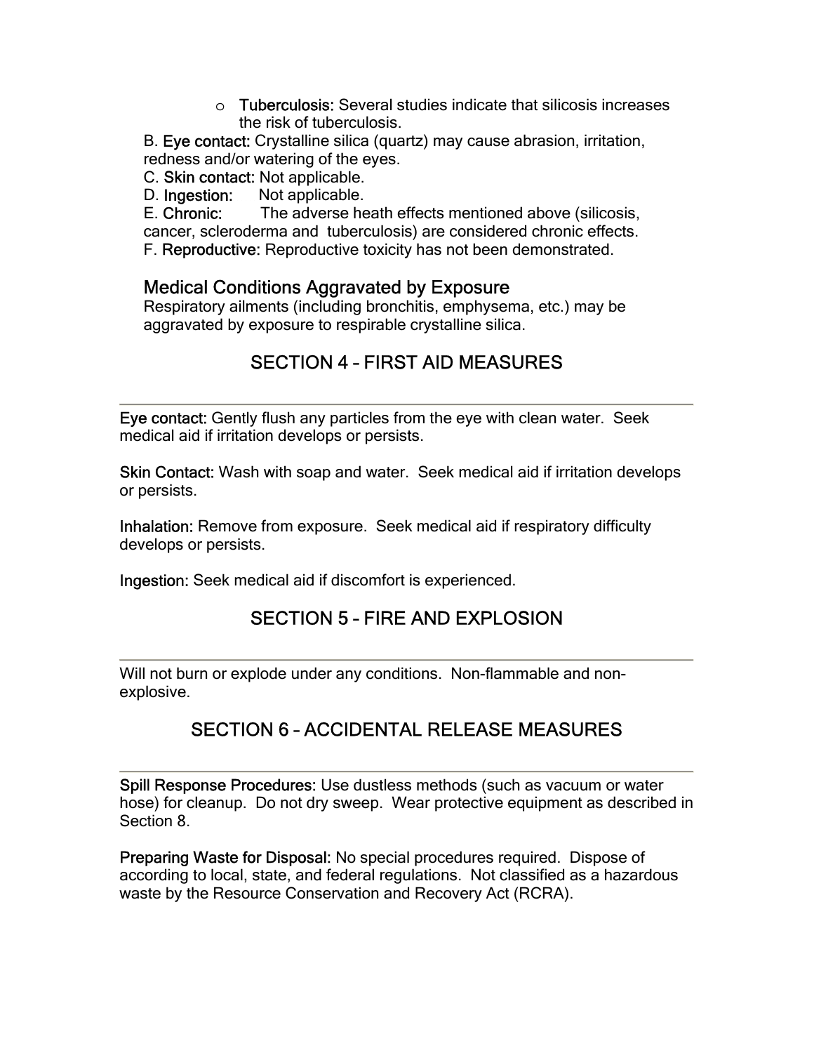- **Tuberculosis:** Several studies indicate that silicosis increases the risk of tuberculosis.

B. **Eye contact:** Crystalline silica (quartz) may cause abrasion, irritation, redness and/or watering of the eyes.

C. **Skin contact:** Not applicable.

D. **Ingestion:** Not applicable.

E. **Chronic:** The adverse heath effects mentioned above (silicosis, cancer, scleroderma and tuberculosis) are considered chronic effects.

F. **Reproductive:** Reproductive toxicity has not been demonstrated.

### Medical Conditions Aggravated by Exposure

Respiratory ailments (including bronchitis, emphysema, etc.) may be aggravated by exposure to respirable crystalline silica.

## SECTION 4 – FIRST AID MEASURES

**Eye contact:** Gently flush any particles from the eye with clean water. Seek medical aid if irritation develops or persists.

**Skin Contact:** Wash with soap and water. Seek medical aid if irritation develops or persists.

**Inhalation:** Remove from exposure. Seek medical aid if respiratory difficulty develops or persists.

**Ingestion:** Seek medical aid if discomfort is experienced.

## SECTION 5 – FIRE AND EXPLOSION

Will not burn or explode under any conditions. Non-flammable and non-explosive.

## SECTION 6 – ACCIDENTAL RELEASE MEASURES

**Spill Response Procedures:** Use dustless methods (such as vacuum or water hose) for cleanup. Do not dry sweep. Wear protective equipment as described in Section 8.

**Preparing Waste for Disposal:** No special procedures required. Dispose of according to local, state, and federal regulations. Not classified as a hazardous waste by the Resource Conservation and Recovery Act (RCRA).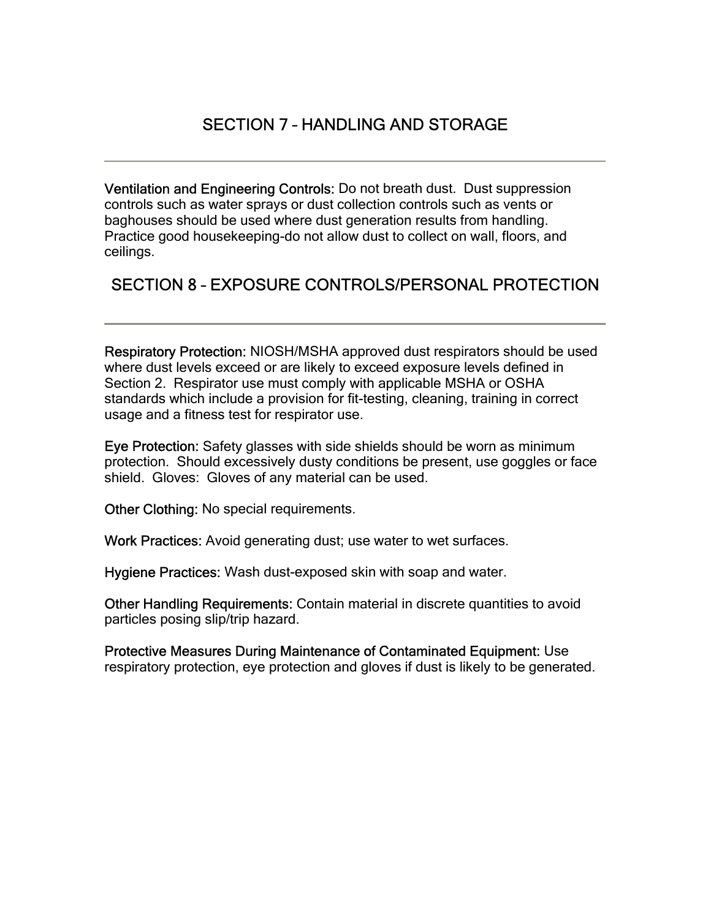## SECTION 7 – HANDLING AND STORAGE

**Ventilation and Engineering Controls:** Do not breath dust. Dust suppression controls such as water sprays or dust collection controls such as vents or baghouses should be used where dust generation results from handling. Practice good housekeeping-do not allow dust to collect on wall, floors, and ceilings.

## SECTION 8 – EXPOSURE CONTROLS/PERSONAL PROTECTION

**Respiratory Protection:** NIOSH/MSHA approved dust respirators should be used where dust levels exceed or are likely to exceed exposure levels defined in Section 2. Respirator use must comply with applicable MSHA or OSHA standards which include a provision for fit-testing, cleaning, training in correct usage and a fitness test for respirator use.

**Eye Protection:** Safety glasses with side shields should be worn as minimum protection. Should excessively dusty conditions be present, use goggles or face shield. Gloves: Gloves of any material can be used.

**Other Clothing:** No special requirements.

**Work Practices:** Avoid generating dust; use water to wet surfaces.

**Hygiene Practices:** Wash dust-exposed skin with soap and water.

**Other Handling Requirements:** Contain material in discrete quantities to avoid particles posing slip/trip hazard.

**Protective Measures During Maintenance of Contaminated Equipment:** Use respiratory protection, eye protection and gloves if dust is likely to be generated.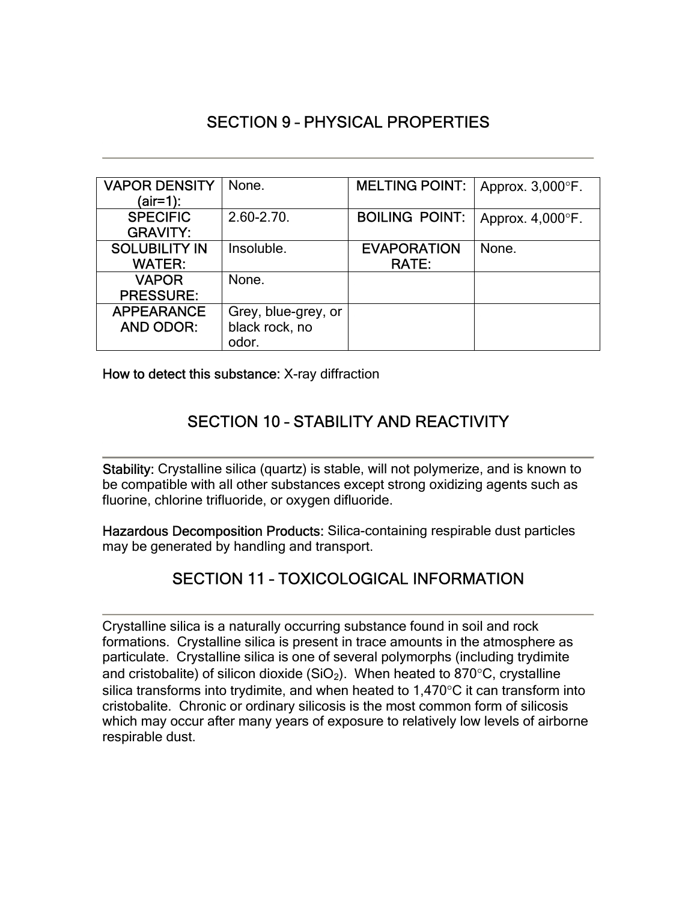## SECTION 9 – PHYSICAL PROPERTIES

| VAPOR DENSITY (air=1): | None. | MELTING POINT: | Approx. 3,000°F. |
|---|---|---|---|
| SPECIFIC GRAVITY: | 2.60-2.70. | BOILING POINT: | Approx. 4,000°F. |
| SOLUBILITY IN WATER: | Insoluble. | EVAPORATION RATE: | None. |
| VAPOR PRESSURE: | None. | | |
| APPEARANCE AND ODOR: | Grey, blue-grey, or black rock, no odor. | | |

**How to detect this substance:** X-ray diffraction

## SECTION 10 – STABILITY AND REACTIVITY

**Stability:** Crystalline silica (quartz) is stable, will not polymerize, and is known to be compatible with all other substances except strong oxidizing agents such as fluorine, chlorine trifluoride, or oxygen difluoride.

**Hazardous Decomposition Products:** Silica-containing respirable dust particles may be generated by handling and transport.

## SECTION 11 – TOXICOLOGICAL INFORMATION

Crystalline silica is a naturally occurring substance found in soil and rock formations. Crystalline silica is present in trace amounts in the atmosphere as particulate. Crystalline silica is one of several polymorphs (including trydimite and cristobalite) of silicon dioxide ($SiO_2$). When heated to 870°C, crystalline silica transforms into trydimite, and when heated to 1,470°C it can transform into cristobalite. Chronic or ordinary silicosis is the most common form of silicosis which may occur after many years of exposure to relatively low levels of airborne respirable dust.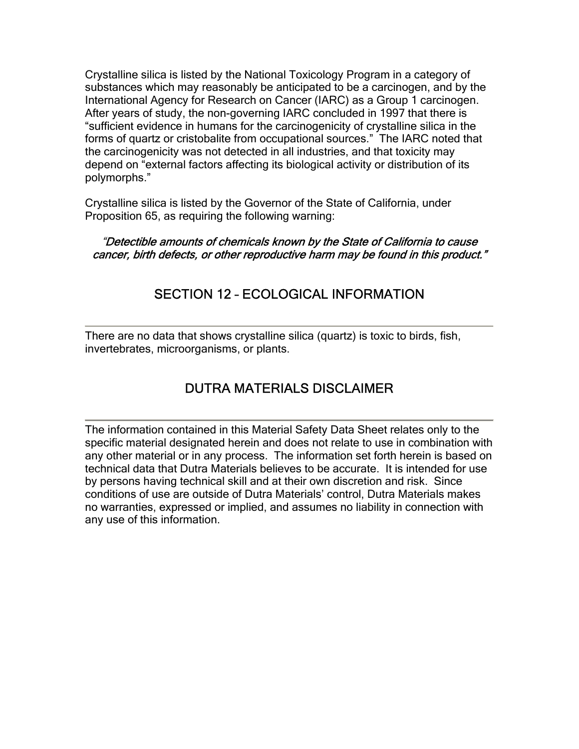Crystalline silica is listed by the National Toxicology Program in a category of substances which may reasonably be anticipated to be a carcinogen, and by the International Agency for Research on Cancer (IARC) as a Group 1 carcinogen. After years of study, the non-governing IARC concluded in 1997 that there is "sufficient evidence in humans for the carcinogenicity of crystalline silica in the forms of quartz or cristobalite from occupational sources." The IARC noted that the carcinogenicity was not detected in all industries, and that toxicity may depend on "external factors affecting its biological activity or distribution of its polymorphs."

Crystalline silica is listed by the Governor of the State of California, under Proposition 65, as requiring the following warning:

*"Detectible amounts of chemicals known by the State of California to cause cancer, birth defects, or other reproductive harm may be found in this product."*

## SECTION 12 – ECOLOGICAL INFORMATION

There are no data that shows crystalline silica (quartz) is toxic to birds, fish, invertebrates, microorganisms, or plants.

## DUTRA MATERIALS DISCLAIMER

The information contained in this Material Safety Data Sheet relates only to the specific material designated herein and does not relate to use in combination with any other material or in any process. The information set forth herein is based on technical data that Dutra Materials believes to be accurate. It is intended for use by persons having technical skill and at their own discretion and risk. Since conditions of use are outside of Dutra Materials' control, Dutra Materials makes no warranties, expressed or implied, and assumes no liability in connection with any use of this information.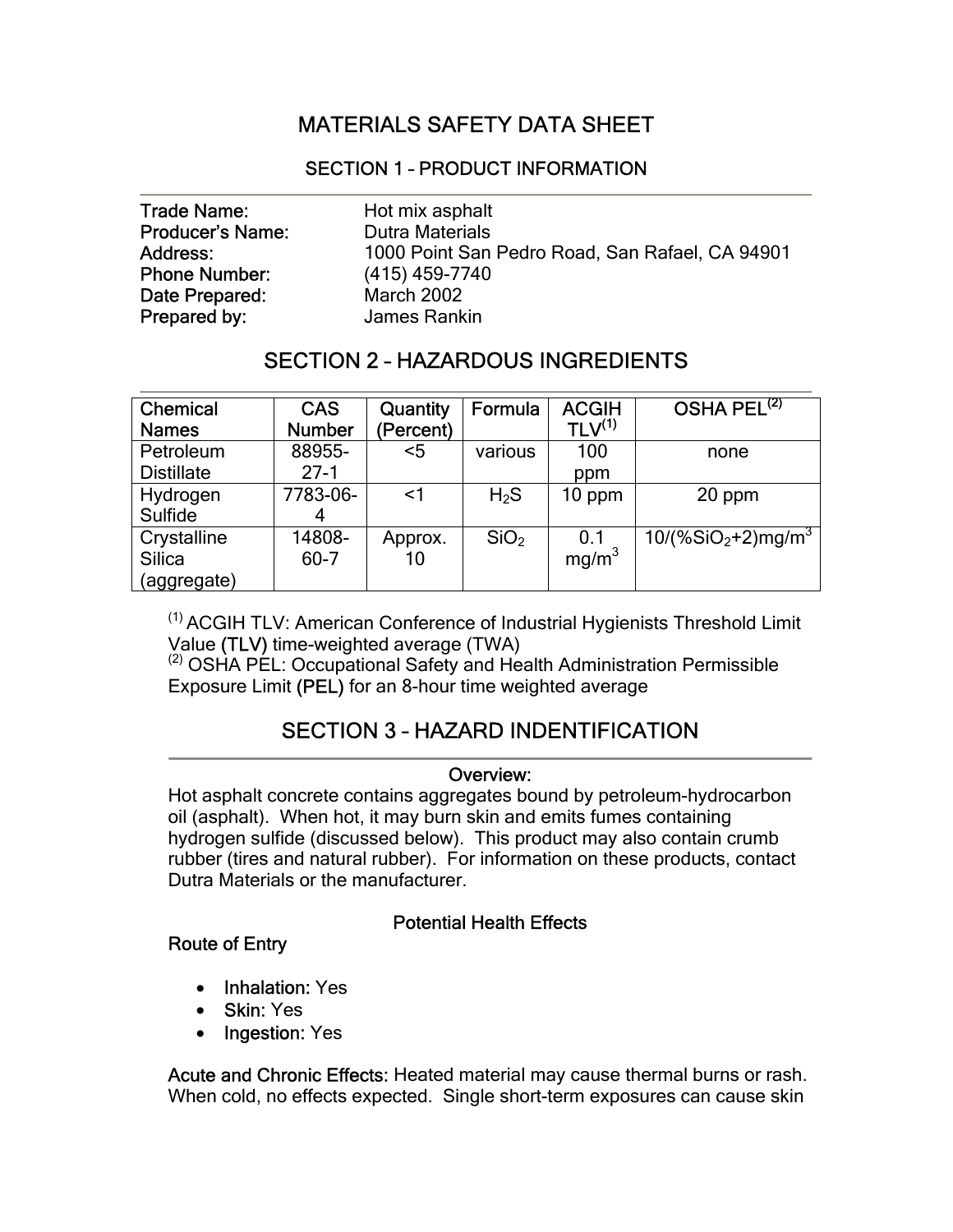# MATERIALS SAFETY DATA SHEET

## SECTION 1 – PRODUCT INFORMATION

**Trade Name:** Hot mix asphalt
**Producer's Name:** Dutra Materials
**Address:** 1000 Point San Pedro Road, San Rafael, CA 94901
**Phone Number:** (415) 459-7740
**Date Prepared:** March 2002
**Prepared by:** James Rankin

## SECTION 2 – HAZARDOUS INGREDIENTS

| Chemical Names | CAS Number | Quantity (Percent) | Formula | ACGIH TLV[1] | OSHA PEL[2] |
|---|---|---|---|---|---|
| Petroleum Distillate | 88955-27-1 | <5 | various | 100 ppm | none |
| Hydrogen Sulfide | 7783-06-4 | <1 | $H_2S$ | 10 ppm | 20 ppm |
| Crystalline Silica (aggregate) | 14808-60-7 | Approx. 10 | $SiO_2$ | 0.1 $mg/m^3$ | $10/(\%SiO_2+2) mg/m^3$ |

[1] ACGIH TLV: American Conference of Industrial Hygienists Threshold Limit Value **(TLV)** time-weighted average (TWA)
[2] OSHA PEL: Occupational Safety and Health Administration Permissible Exposure Limit **(PEL)** for an 8-hour time weighted average

## SECTION 3 – HAZARD INDENTIFICATION

### Overview:

Hot asphalt concrete contains aggregates bound by petroleum-hydrocarbon oil (asphalt). When hot, it may burn skin and emits fumes containing hydrogen sulfide (discussed below). This product may also contain crumb rubber (tires and natural rubber). For information on these products, contact Dutra Materials or the manufacturer.

### Potential Health Effects

**Route of Entry**

- **Inhalation:** Yes
- **Skin:** Yes
- **Ingestion:** Yes

**Acute and Chronic Effects:** Heated material may cause thermal burns or rash. When cold, no effects expected. Single short-term exposures can cause skin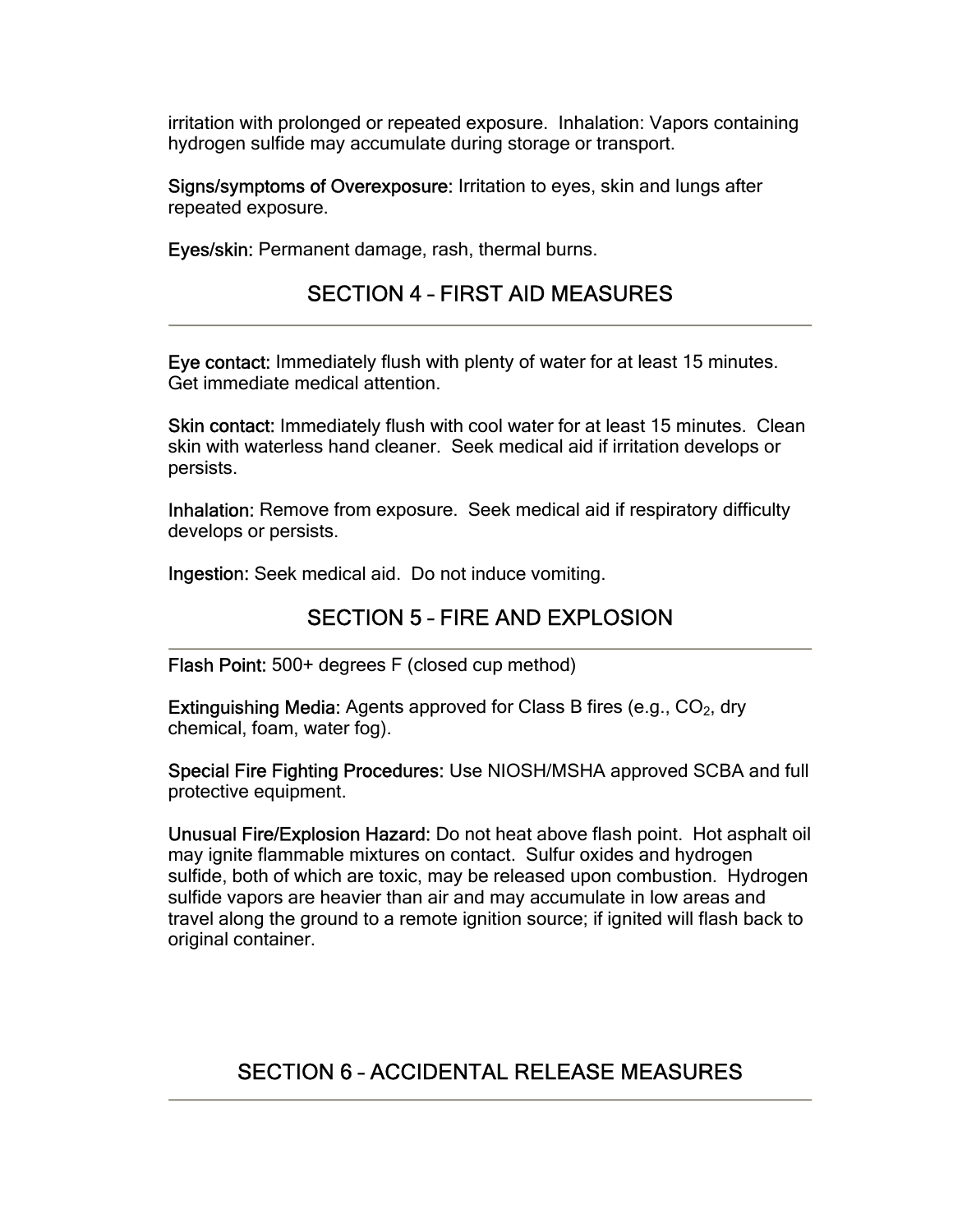irritation with prolonged or repeated exposure. Inhalation: Vapors containing hydrogen sulfide may accumulate during storage or transport.

**Signs/symptoms of Overexposure:** Irritation to eyes, skin and lungs after repeated exposure.

**Eyes/skin:** Permanent damage, rash, thermal burns.

## SECTION 4 – FIRST AID MEASURES

**Eye contact:** Immediately flush with plenty of water for at least 15 minutes. Get immediate medical attention.

**Skin contact:** Immediately flush with cool water for at least 15 minutes. Clean skin with waterless hand cleaner. Seek medical aid if irritation develops or persists.

**Inhalation:** Remove from exposure. Seek medical aid if respiratory difficulty develops or persists.

**Ingestion:** Seek medical aid. Do not induce vomiting.

## SECTION 5 – FIRE AND EXPLOSION

**Flash Point:** 500+ degrees F (closed cup method)

**Extinguishing Media:** Agents approved for Class B fires (e.g., $CO_2$, dry chemical, foam, water fog).

**Special Fire Fighting Procedures:** Use NIOSH/MSHA approved SCBA and full protective equipment.

**Unusual Fire/Explosion Hazard:** Do not heat above flash point. Hot asphalt oil may ignite flammable mixtures on contact. Sulfur oxides and hydrogen sulfide, both of which are toxic, may be released upon combustion. Hydrogen sulfide vapors are heavier than air and may accumulate in low areas and travel along the ground to a remote ignition source; if ignited will flash back to original container.

## SECTION 6 – ACCIDENTAL RELEASE MEASURES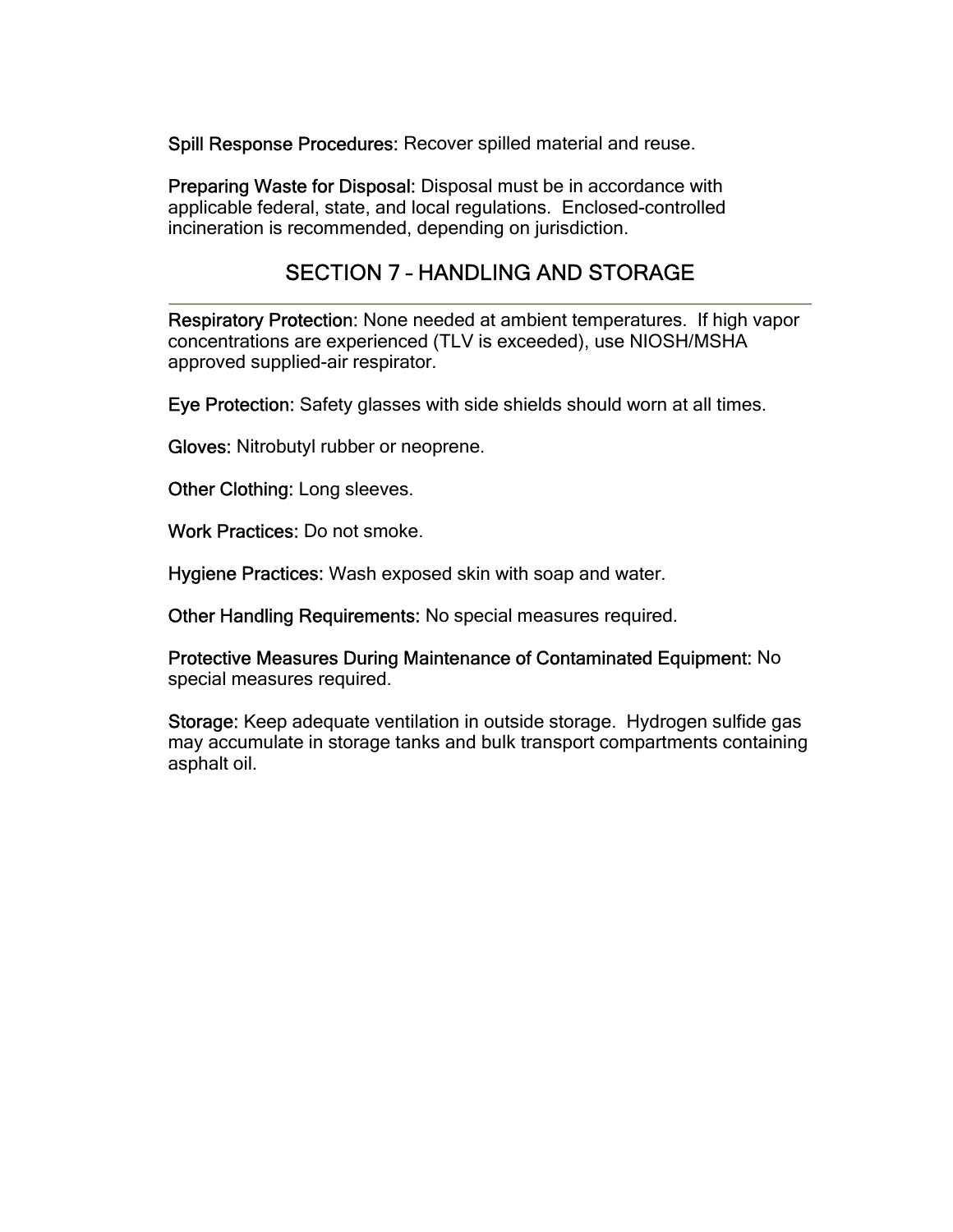**Spill Response Procedures:** Recover spilled material and reuse.

**Preparing Waste for Disposal:** Disposal must be in accordance with applicable federal, state, and local regulations. Enclosed-controlled incineration is recommended, depending on jurisdiction.

## SECTION 7 – HANDLING AND STORAGE

**Respiratory Protection:** None needed at ambient temperatures. If high vapor concentrations are experienced (TLV is exceeded), use NIOSH/MSHA approved supplied-air respirator.

**Eye Protection:** Safety glasses with side shields should worn at all times.

**Gloves:** Nitrobutyl rubber or neoprene.

**Other Clothing:** Long sleeves.

**Work Practices:** Do not smoke.

**Hygiene Practices:** Wash exposed skin with soap and water.

**Other Handling Requirements:** No special measures required.

**Protective Measures During Maintenance of Contaminated Equipment:** No special measures required.

**Storage:** Keep adequate ventilation in outside storage. Hydrogen sulfide gas may accumulate in storage tanks and bulk transport compartments containing asphalt oil.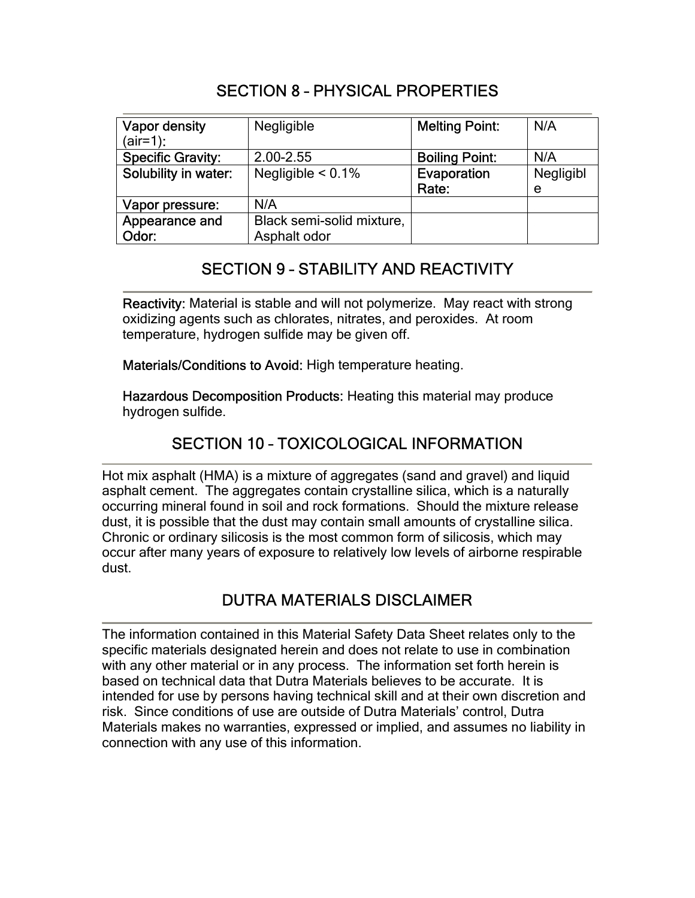## SECTION 8 – PHYSICAL PROPERTIES

| | | | |
|---|---|---|---|
| **Vapor density (air=1):** | Negligible | **Melting Point:** | N/A |
| **Specific Gravity:** | 2.00-2.55 | **Boiling Point:** | N/A |
| **Solubility in water:** | Negligible < 0.1% | **Evaporation Rate:** | Negligible |
| **Vapor pressure:** | N/A | | |
| **Appearance and Odor:** | Black semi-solid mixture, Asphalt odor | | |

## SECTION 9 – STABILITY AND REACTIVITY

**Reactivity:** Material is stable and will not polymerize. May react with strong oxidizing agents such as chlorates, nitrates, and peroxides. At room temperature, hydrogen sulfide may be given off.

**Materials/Conditions to Avoid:** High temperature heating.

**Hazardous Decomposition Products:** Heating this material may produce hydrogen sulfide.

## SECTION 10 – TOXICOLOGICAL INFORMATION

Hot mix asphalt (HMA) is a mixture of aggregates (sand and gravel) and liquid asphalt cement. The aggregates contain crystalline silica, which is a naturally occurring mineral found in soil and rock formations. Should the mixture release dust, it is possible that the dust may contain small amounts of crystalline silica. Chronic or ordinary silicosis is the most common form of silicosis, which may occur after many years of exposure to relatively low levels of airborne respirable dust.

## DUTRA MATERIALS DISCLAIMER

The information contained in this Material Safety Data Sheet relates only to the specific materials designated herein and does not relate to use in combination with any other material or in any process. The information set forth herein is based on technical data that Dutra Materials believes to be accurate. It is intended for use by persons having technical skill and at their own discretion and risk. Since conditions of use are outside of Dutra Materials' control, Dutra Materials makes no warranties, expressed or implied, and assumes no liability in connection with any use of this information.